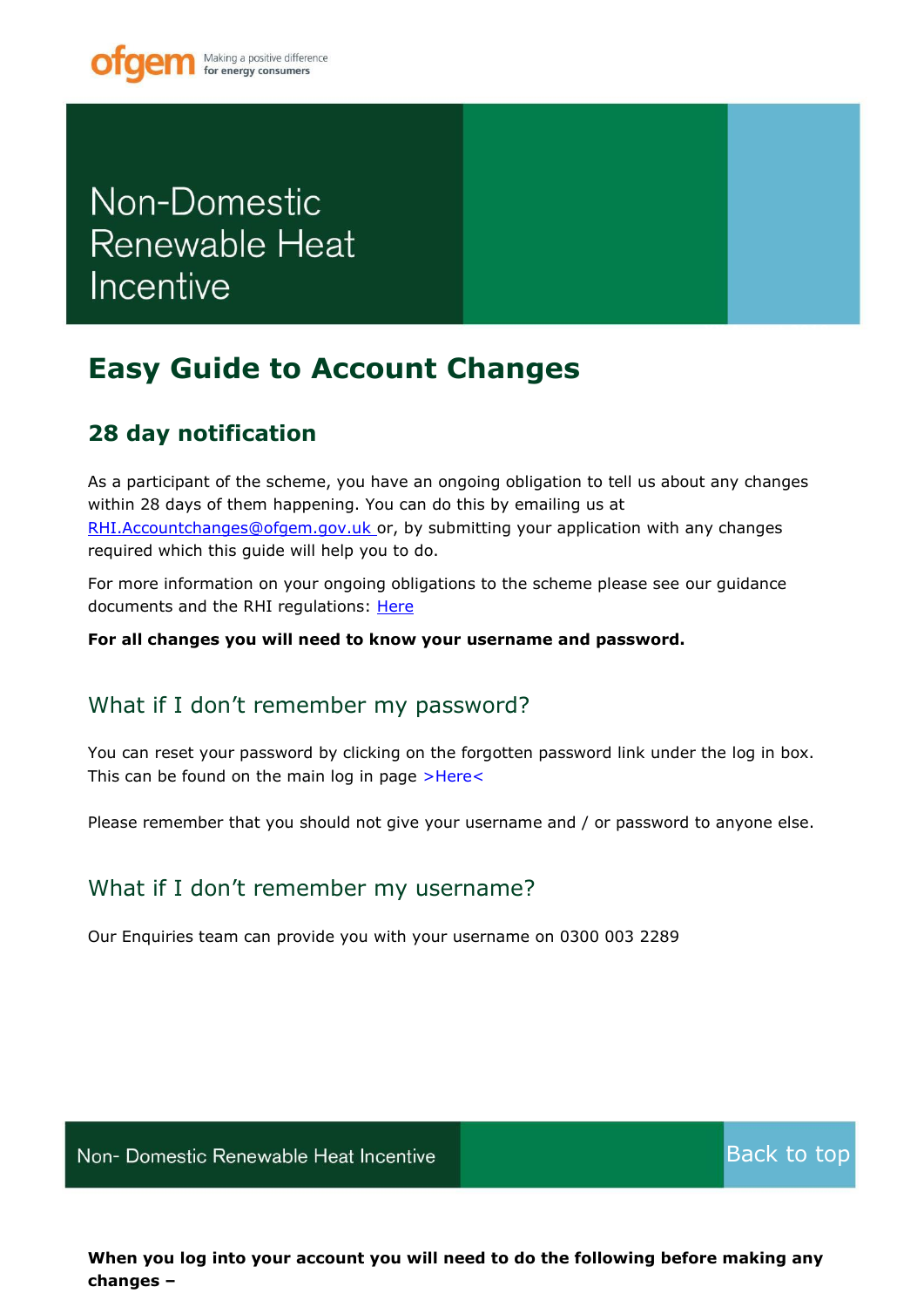Non-Domestic Renewable Heat Incentive

# Easy Guide to Account Changes

## 28 day notification

As a participant of the scheme, you have an ongoing obligation to tell us about any changes within 28 days of them happening. You can do this by emailing us at RHI.Accountchanges@ofgem.gov.uk or, by submitting your application with any changes required which this guide will help you to do.

For more information on your ongoing obligations to the scheme please see our guidance documents and the RHI regulations: Here

**For all changes you will need to know your username and password.**

### What if I don't remember my password?

You can reset your password by clicking on the forgotten password link under the log in box. This can be found on the main log in page >Here<

Please remember that you should not give your username and / or password to anyone else.

### What if I don't remember my username?

Our Enquiries team can provide you with your username on 0300 003 2289

**When you log into your account you will need to do the following before making any changes –**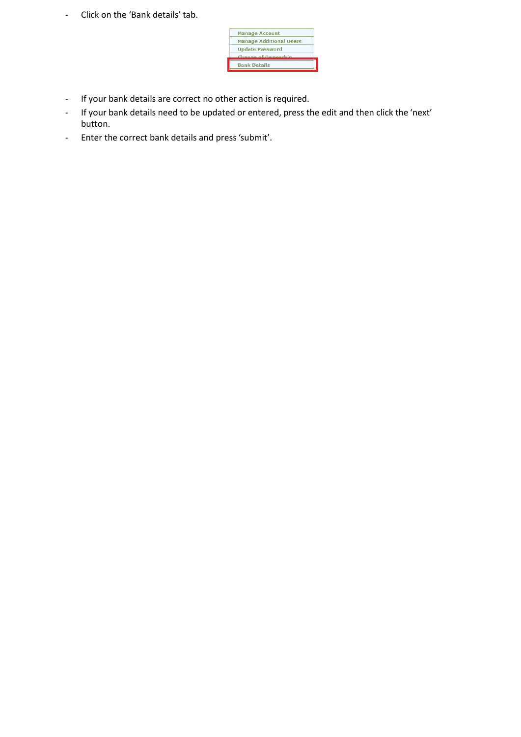- Click on the 'Bank details' tab.

- If your bank details are correct no other action is required.
- If your bank details need to be updated or entered, press the edit and then click the 'next' button.
- Enter the correct bank details and press 'submit'.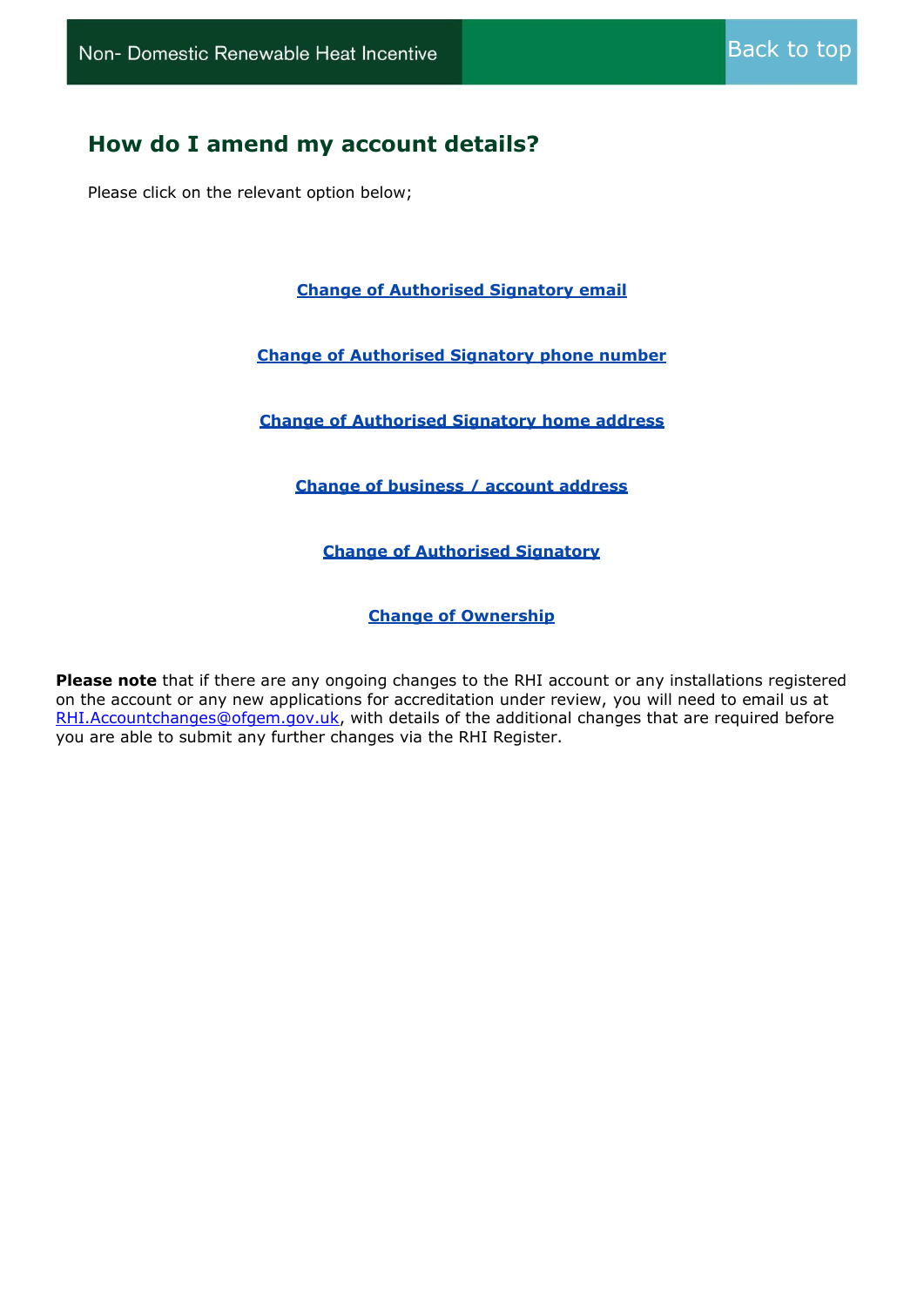## How do I amend my account details?

Please click on the relevant option below;

**Change of Authorised Signatory email**

**Change of Authorised Signatory phone number**

**Change of Authorised Signatory home address**

**Change of business / account address**

**Change of Authorised Signatory**

**Change of Ownership**

**Please note** that if there are any ongoing changes to the RHI account or any installations registered on the account or any new applications for accreditation under review, you will need to email us at RHI.Accountchanges@ofgem.gov.uk, with details of the additional changes that are required before you are able to submit any further changes via the RHI Register.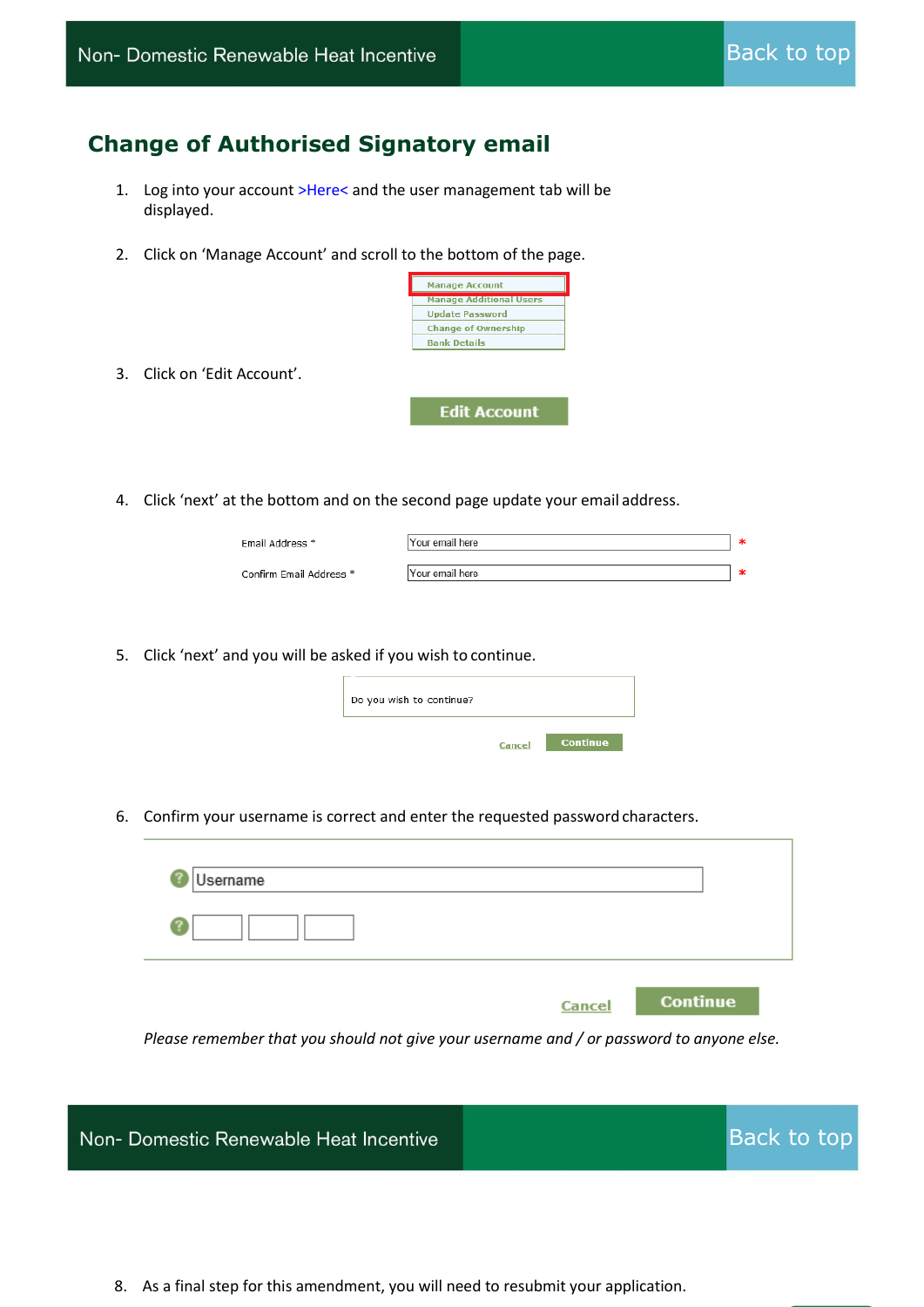## Change of Authorised Signatory email

1. Log into your account >Here< and the user management tab will be displayed.

2. Click on 'Manage Account' and scroll to the bottom of the page.

   Manage Account
   Manage Additional Users
   Update Password
   Change of Ownership
   Bank Details

3. Click on 'Edit Account'.

   Edit Account

4. Click 'next' at the bottom and on the second page update your email address.

   Email Address * [Your email here] *
   Confirm Email Address * [Your email here] *

5. Click 'next' and you will be asked if you wish to continue.

   Do you wish to continue?

   Cancel | Continue

6. Confirm your username is correct and enter the requested password characters.

   Username

   Cancel | Continue

   *Please remember that you should not give your username and / or password to anyone else.*

8. As a final step for this amendment, you will need to resubmit your application.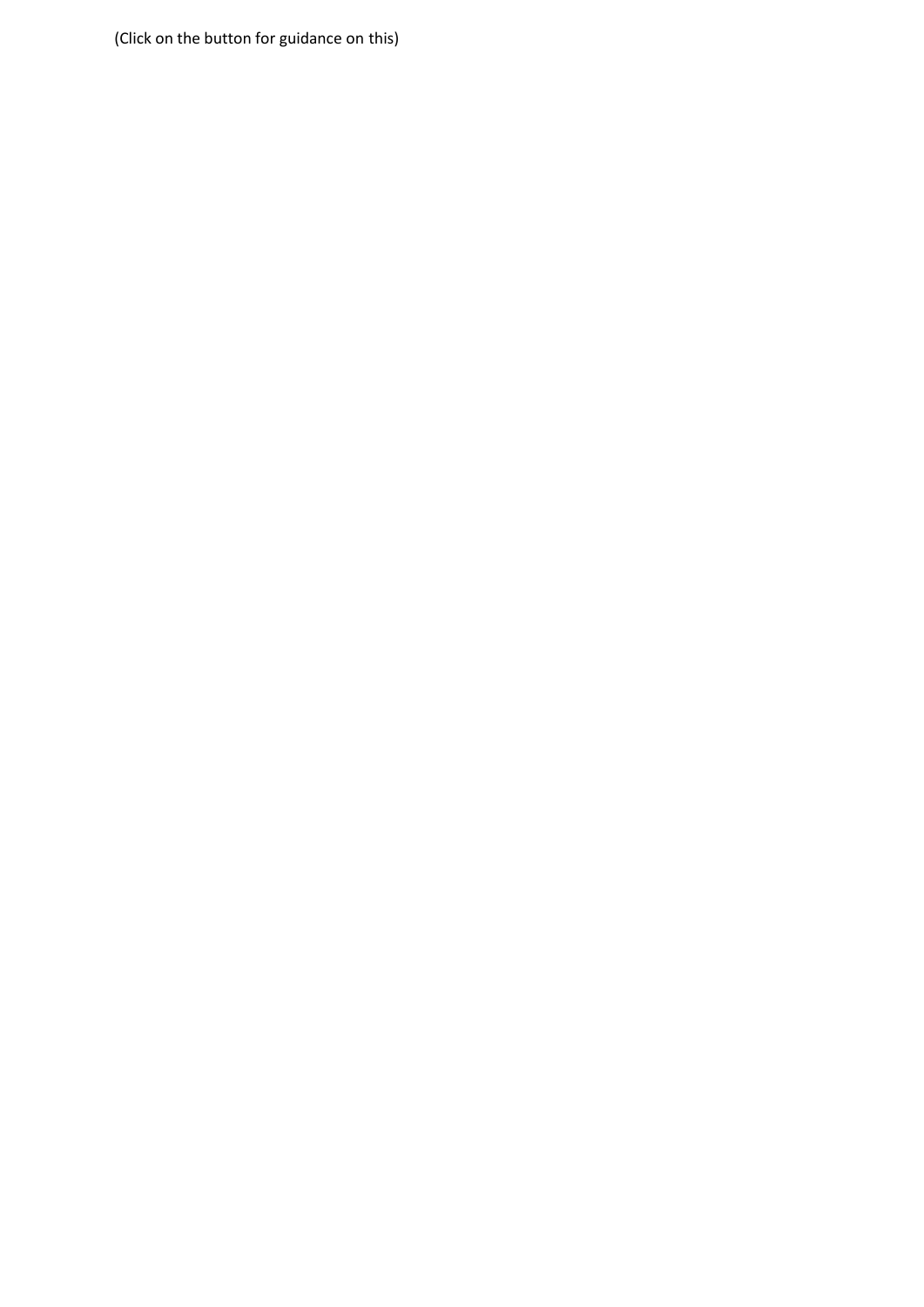(Click on the button for guidance on this)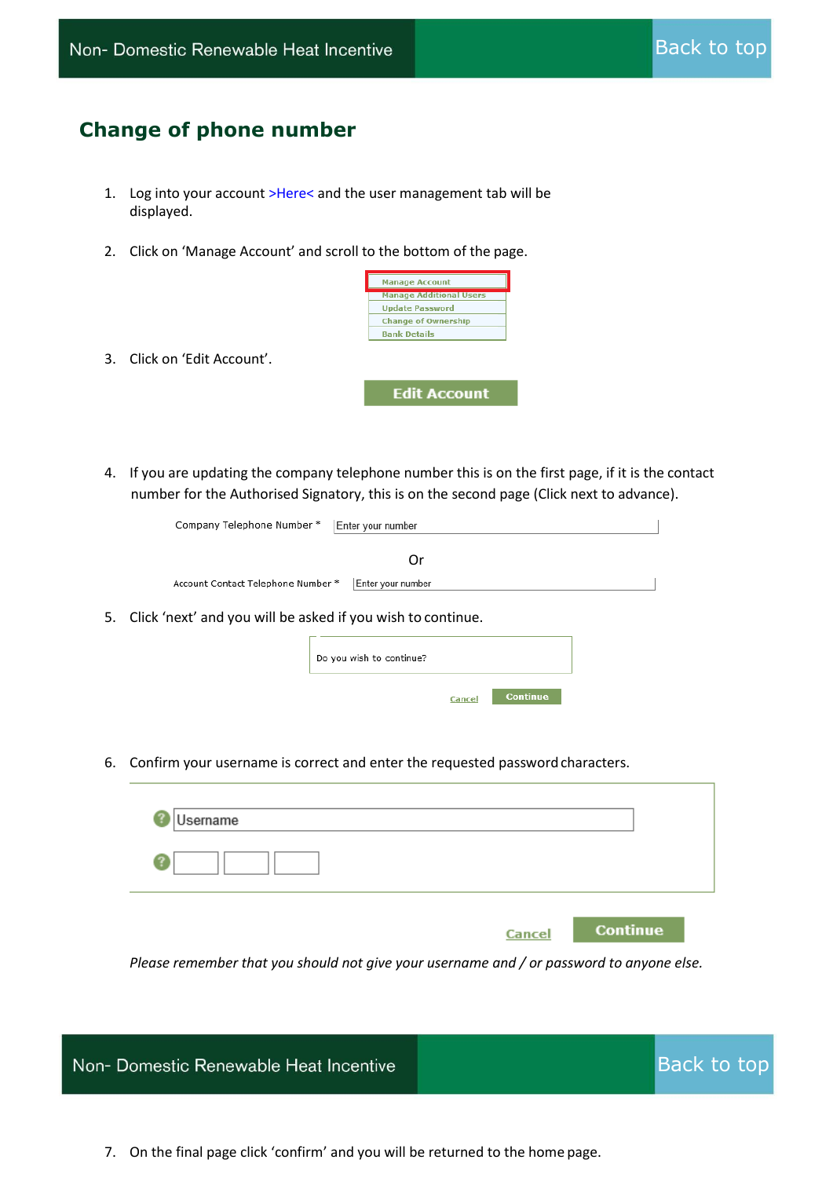## Change of phone number

1. Log into your account >Here< and the user management tab will be displayed.

2. Click on 'Manage Account' and scroll to the bottom of the page.

   Manage Account
   Manage Additional Users
   Update Password
   Change of Ownership
   Bank Details

3. Click on 'Edit Account'.

   Edit Account

4. If you are updating the company telephone number this is on the first page, if it is the contact number for the Authorised Signatory, this is on the second page (Click next to advance).

   Company Telephone Number * Enter your number

   Or

   Account Contact Telephone Number * Enter your number

5. Click 'next' and you will be asked if you wish to continue.

   Do you wish to continue?

   Cancel Continue

6. Confirm your username is correct and enter the requested password characters.

   Username

   Cancel Continue

   *Please remember that you should not give your username and / or password to anyone else.*

7. On the final page click 'confirm' and you will be returned to the home page.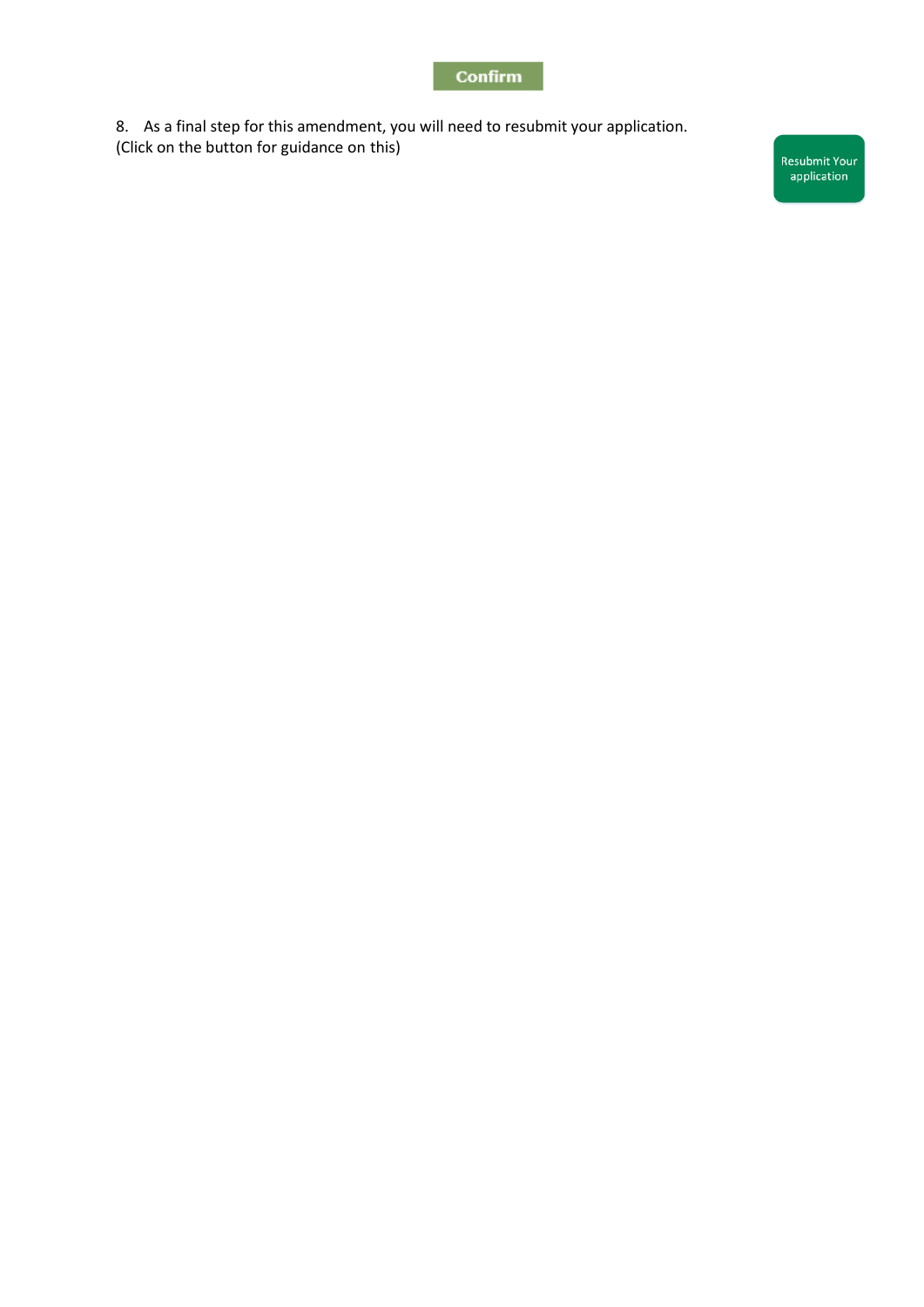Confirm

8. As a final step for this amendment, you will need to resubmit your application.
(Click on the button for guidance on this)

Resubmit Your application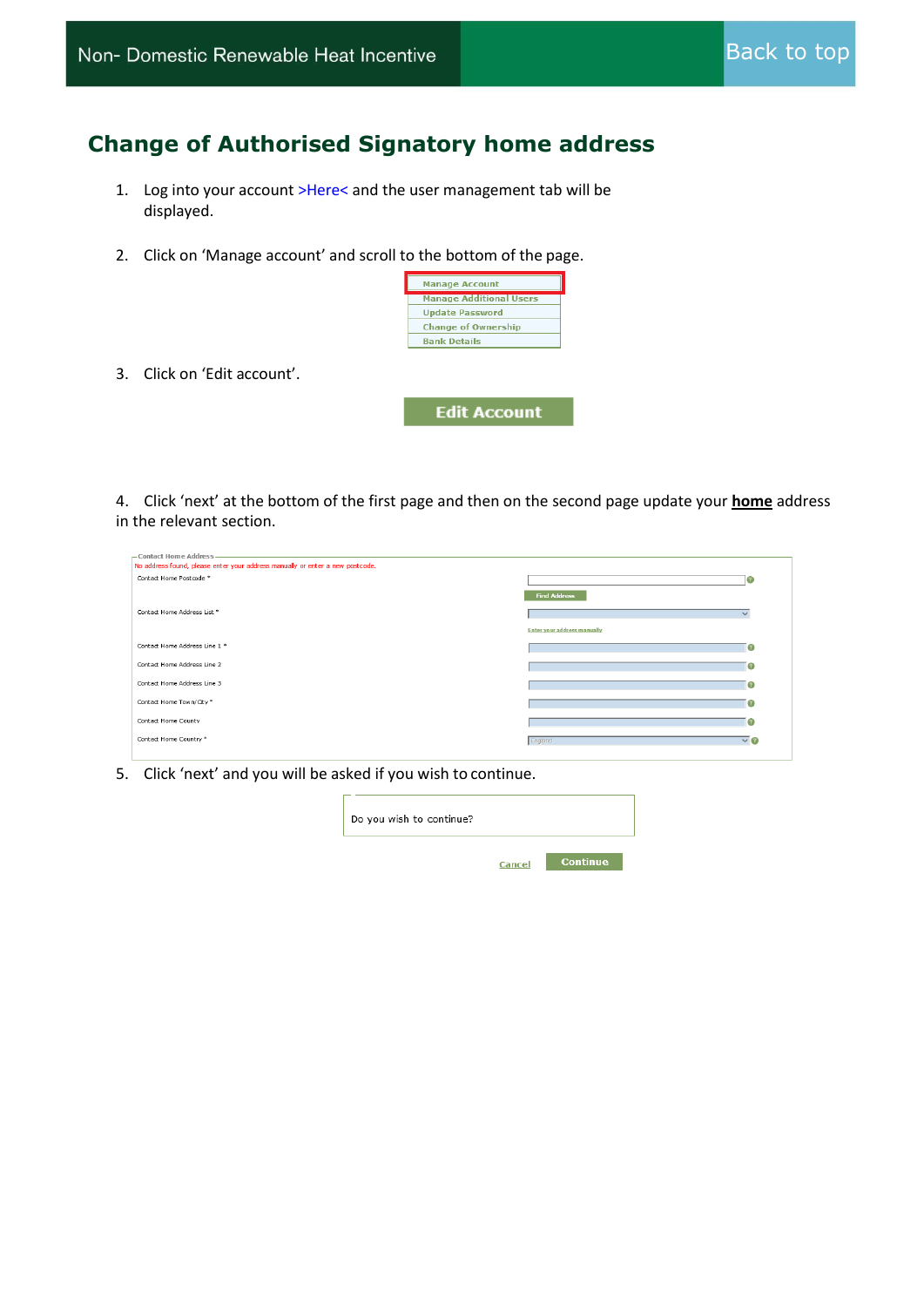## Change of Authorised Signatory home address

1. Log into your account >Here< and the user management tab will be displayed.

2. Click on 'Manage account' and scroll to the bottom of the page.

   - Manage Account
   - Manage Additional Users
   - Update Password
   - Change of Ownership
   - Bank Details

3. Click on 'Edit account'.

   **Edit Account**

4. Click 'next' at the bottom of the first page and then on the second page update your **home** address in the relevant section.

   Contact Home Address

   No address found, please enter your address manually or enter a new postcode.

   - Contact Home Postcode *
   - Find Address
   - Contact Home Address List *
   - Enter your address manually
   - Contact Home Address Line 1 *
   - Contact Home Address Line 2
   - Contact Home Address Line 3
   - Contact Home Town/City *
   - Contact Home County
   - Contact Home Country * — England

5. Click 'next' and you will be asked if you wish to continue.

   Do you wish to continue?

   Cancel | **Continue**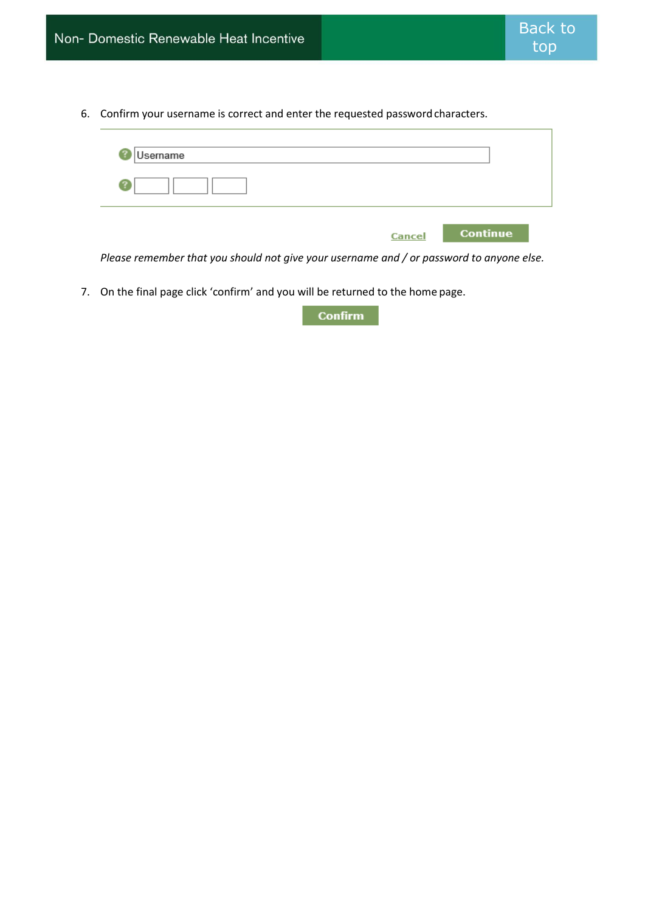6. Confirm your username is correct and enter the requested password characters.

   Username

   Cancel Continue

   *Please remember that you should not give your username and / or password to anyone else.*

7. On the final page click 'confirm' and you will be returned to the home page.

   Confirm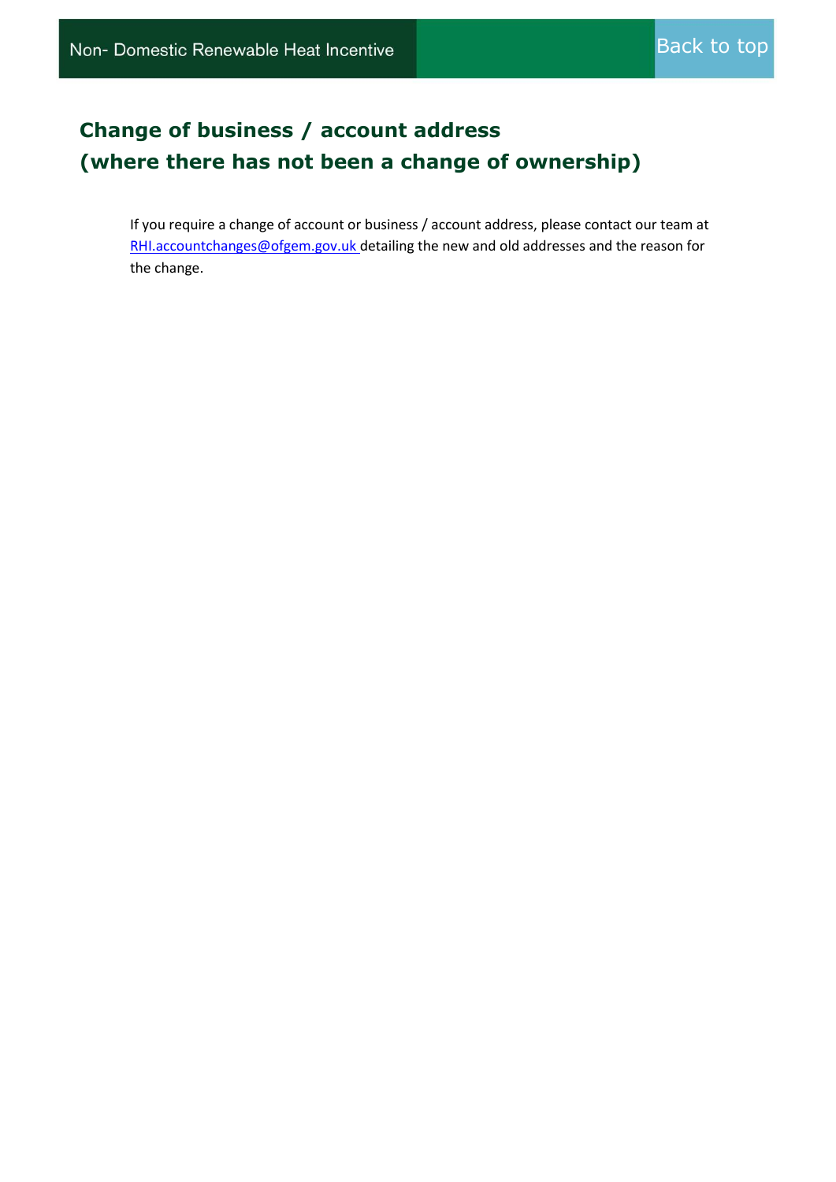## Change of business / account address (where there has not been a change of ownership)

If you require a change of account or business / account address, please contact our team at RHI.accountchanges@ofgem.gov.uk detailing the new and old addresses and the reason for the change.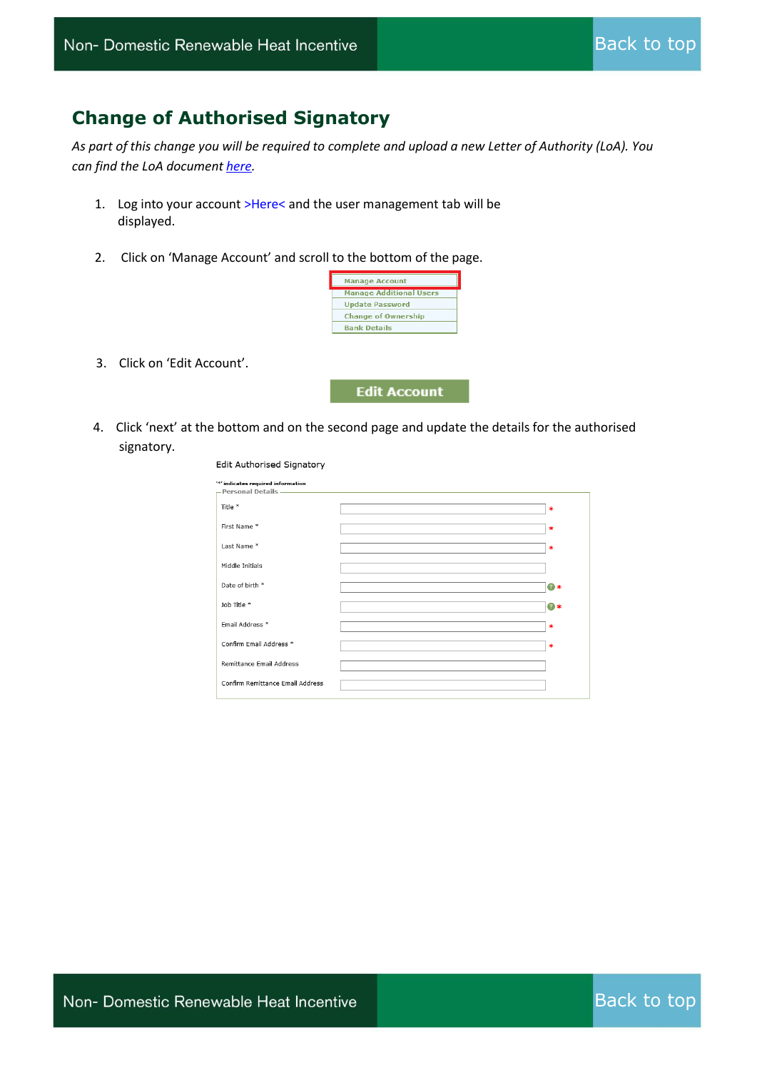## Change of Authorised Signatory

*As part of this change you will be required to complete and upload a new Letter of Authority (LoA). You can find the LoA document here.*

1. Log into your account >Here< and the user management tab will be displayed.

2. Click on 'Manage Account' and scroll to the bottom of the page.

   Manage Account
   Manage Additional Users
   Update Password
   Change of Ownership
   Bank Details

3. Click on 'Edit Account'.

   Edit Account

4. Click 'next' at the bottom and on the second page and update the details for the authorised signatory.

   Edit Authorised Signatory

   '*' indicates required information

   Personal Details

   Title *
   First Name *
   Last Name *
   Middle Initials
   Date of birth *
   Job Title *
   Email Address *
   Confirm Email Address *
   Remittance Email Address
   Confirm Remittance Email Address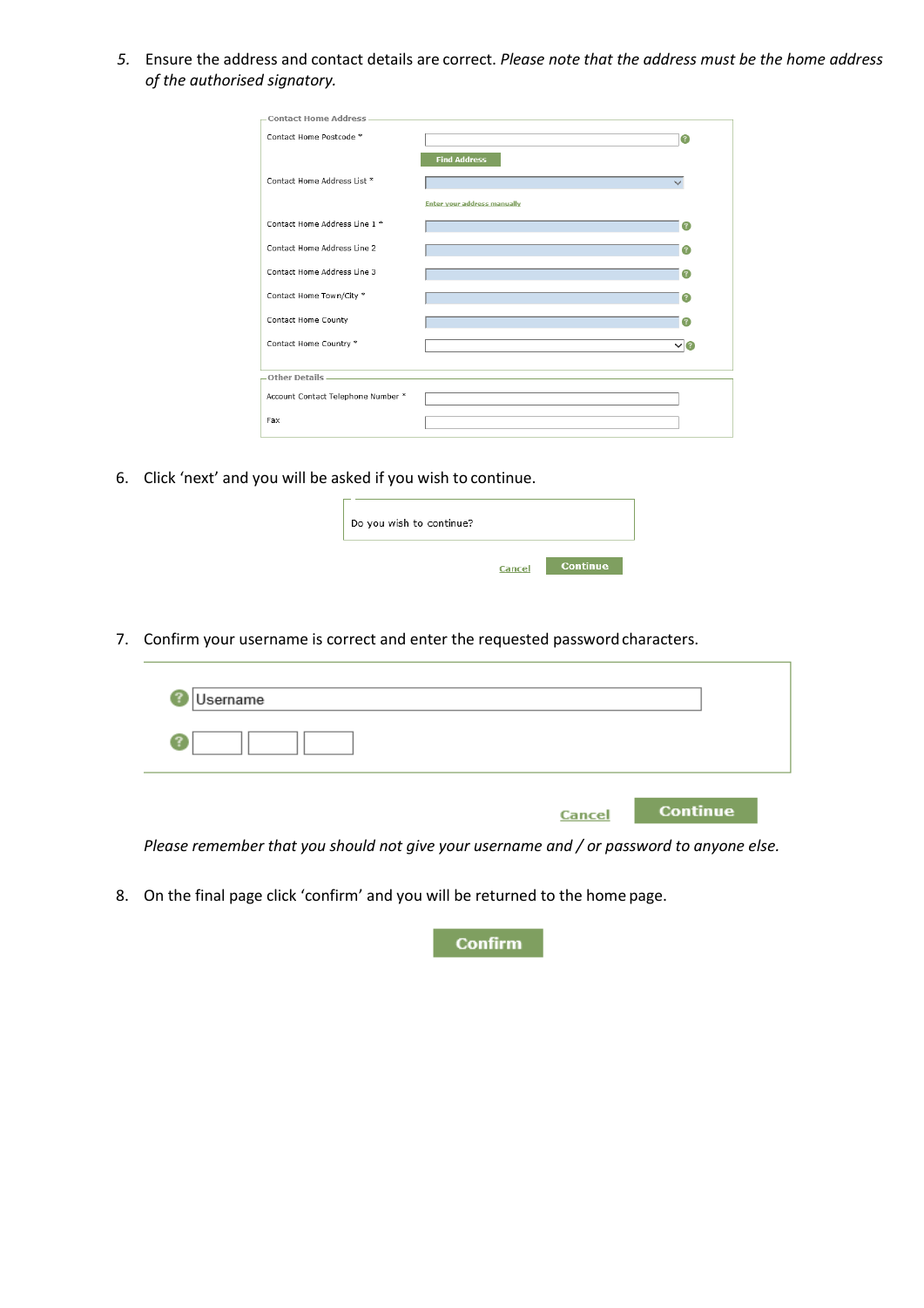5. Ensure the address and contact details are correct. *Please note that the address must be the home address of the authorised signatory.*

**Contact Home Address**

| Field | |
|---|---|
| Contact Home Postcode * | |
| | Find Address |
| Contact Home Address List * | |
| | Enter your address manually |
| Contact Home Address Line 1 * | |
| Contact Home Address Line 2 | |
| Contact Home Address Line 3 | |
| Contact Home Town/City * | |
| Contact Home County | |
| Contact Home Country * | |

**Other Details**

| Field | |
|---|---|
| Account Contact Telephone Number * | |
| Fax | |

6. Click 'next' and you will be asked if you wish to continue.

Do you wish to continue?

Cancel | Continue

7. Confirm your username is correct and enter the requested password characters.

Username

Cancel | Continue

*Please remember that you should not give your username and / or password to anyone else.*

8. On the final page click 'confirm' and you will be returned to the home page.

Confirm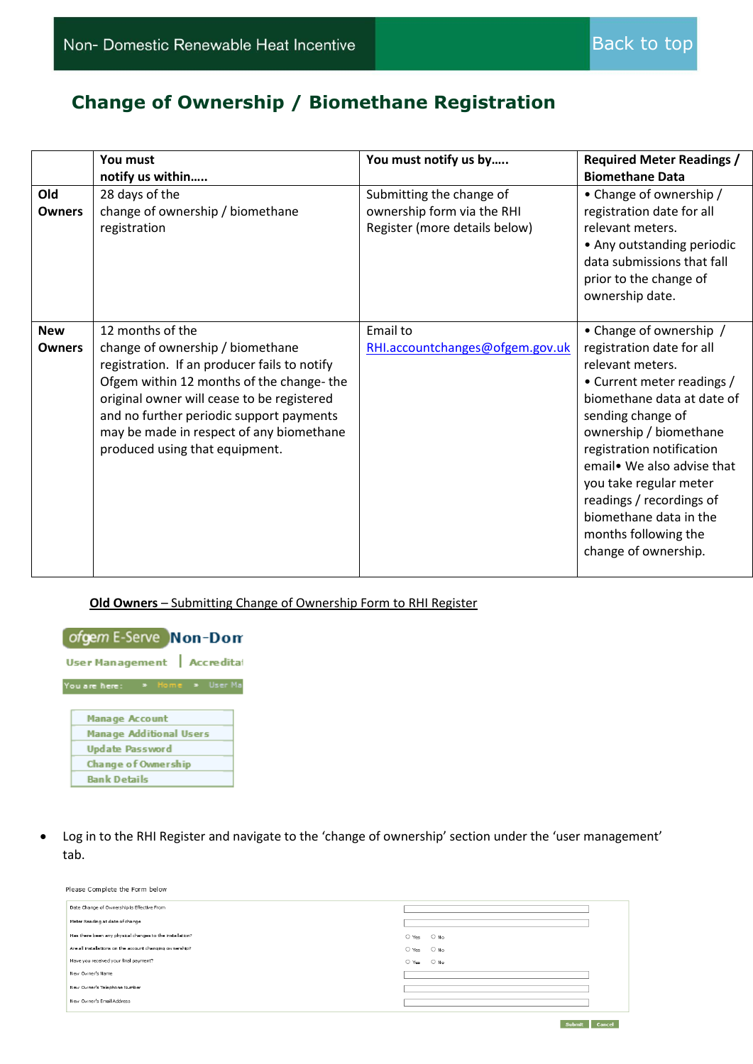# Change of Ownership / Biomethane Registration

| | You must notify us within….. | You must notify us by….. | Required Meter Readings / Biomethane Data |
|---|---|---|---|
| **Old Owners** | 28 days of the change of ownership / biomethane registration | Submitting the change of ownership form via the RHI Register (more details below) | • Change of ownership / registration date for all relevant meters.<br>• Any outstanding periodic data submissions that fall prior to the change of ownership date. |
| **New Owners** | 12 months of the change of ownership / biomethane registration. If an producer fails to notify Ofgem within 12 months of the change- the original owner will cease to be registered and no further periodic support payments may be made in respect of any biomethane produced using that equipment. | Email to RHI.accountchanges@ofgem.gov.uk | • Change of ownership / registration date for all relevant meters.<br>• Current meter readings / biomethane data at date of sending change of ownership / biomethane registration notification email• We also advise that you take regular meter readings / recordings of biomethane data in the months following the change of ownership. |

**Old Owners** – Submitting Change of Ownership Form to RHI Register

ofgem E-Serve Non-Dom

User Management | Accreditat

You are here: » Home » User Ma

- Manage Account
- Manage Additional Users
- Update Password
- Change of Ownership
- Bank Details

- Log in to the RHI Register and navigate to the 'change of ownership' section under the 'user management' tab.

Please Complete the Form below

| | |
|---|---|
| Date Change of Ownership is Effective From | |
| Meter Reading at date of change | |
| Has there been any physical changes to the installation? | ○ Yes ○ No |
| Are all installations on the account changing ownership? | ○ Yes ○ No |
| Have you received your final payment? | ○ Yes ○ No |
| New Owner's Name | |
| New Owner's Telephone Number | |
| New Owner's Email Address | |

Submit Cancel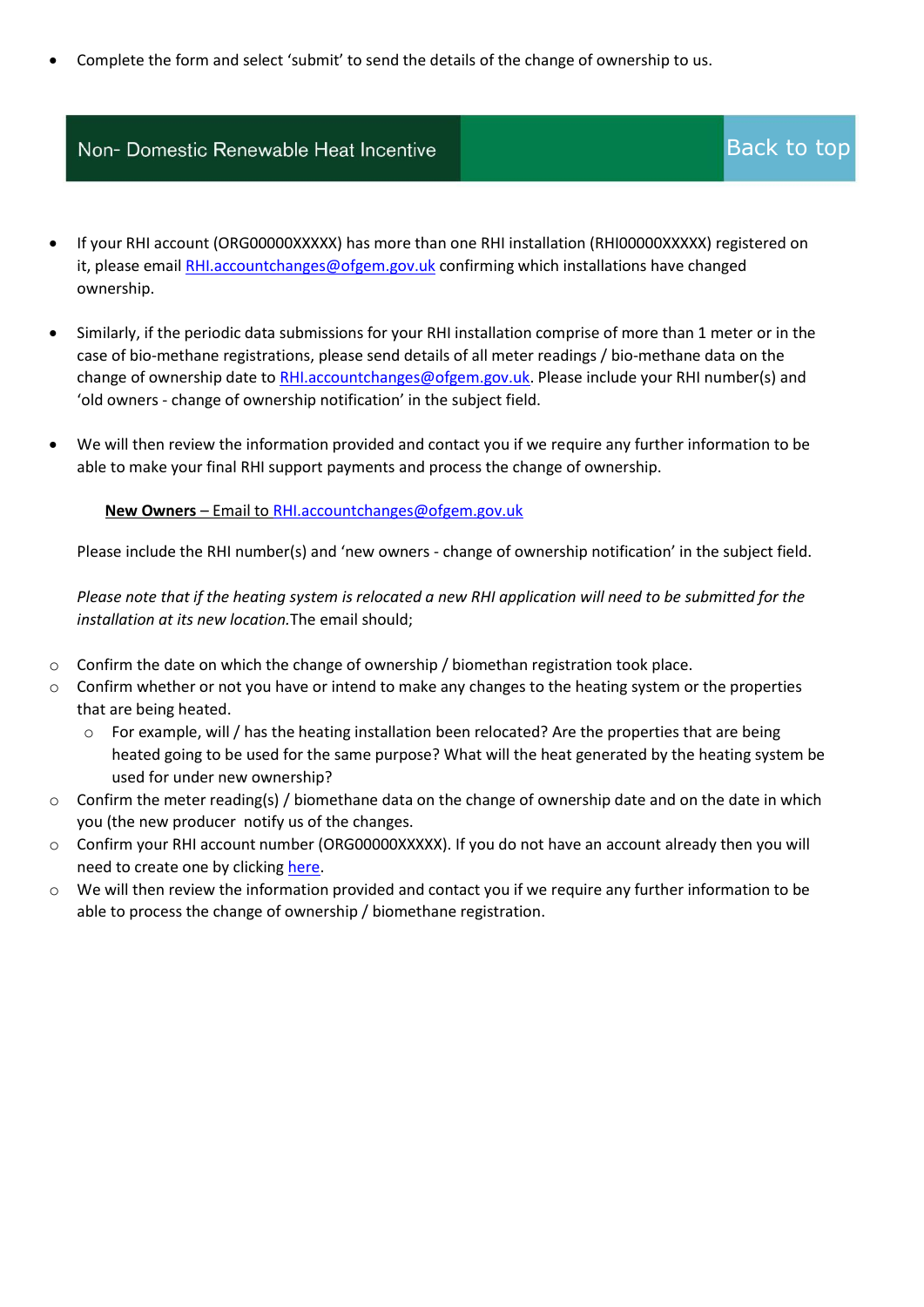- Complete the form and select 'submit' to send the details of the change of ownership to us.

## Non- Domestic Renewable Heat Incentive

Back to top

- If your RHI account (ORG00000XXXXX) has more than one RHI installation (RHI00000XXXXX) registered on it, please email RHI.accountchanges@ofgem.gov.uk confirming which installations have changed ownership.

- Similarly, if the periodic data submissions for your RHI installation comprise of more than 1 meter or in the case of bio-methane registrations, please send details of all meter readings / bio-methane data on the change of ownership date to RHI.accountchanges@ofgem.gov.uk. Please include your RHI number(s) and 'old owners - change of ownership notification' in the subject field.

- We will then review the information provided and contact you if we require any further information to be able to make your final RHI support payments and process the change of ownership.

**New Owners** – Email to RHI.accountchanges@ofgem.gov.uk

Please include the RHI number(s) and 'new owners - change of ownership notification' in the subject field.

*Please note that if the heating system is relocated a new RHI application will need to be submitted for the installation at its new location.*The email should;

- Confirm the date on which the change of ownership / biomethan registration took place.
- Confirm whether or not you have or intend to make any changes to the heating system or the properties that are being heated.
  - For example, will / has the heating installation been relocated? Are the properties that are being heated going to be used for the same purpose? What will the heat generated by the heating system be used for under new ownership?
- Confirm the meter reading(s) / biomethane data on the change of ownership date and on the date in which you (the new producer  notify us of the changes.
- Confirm your RHI account number (ORG00000XXXXX). If you do not have an account already then you will need to create one by clicking here.
- We will then review the information provided and contact you if we require any further information to be able to process the change of ownership / biomethane registration.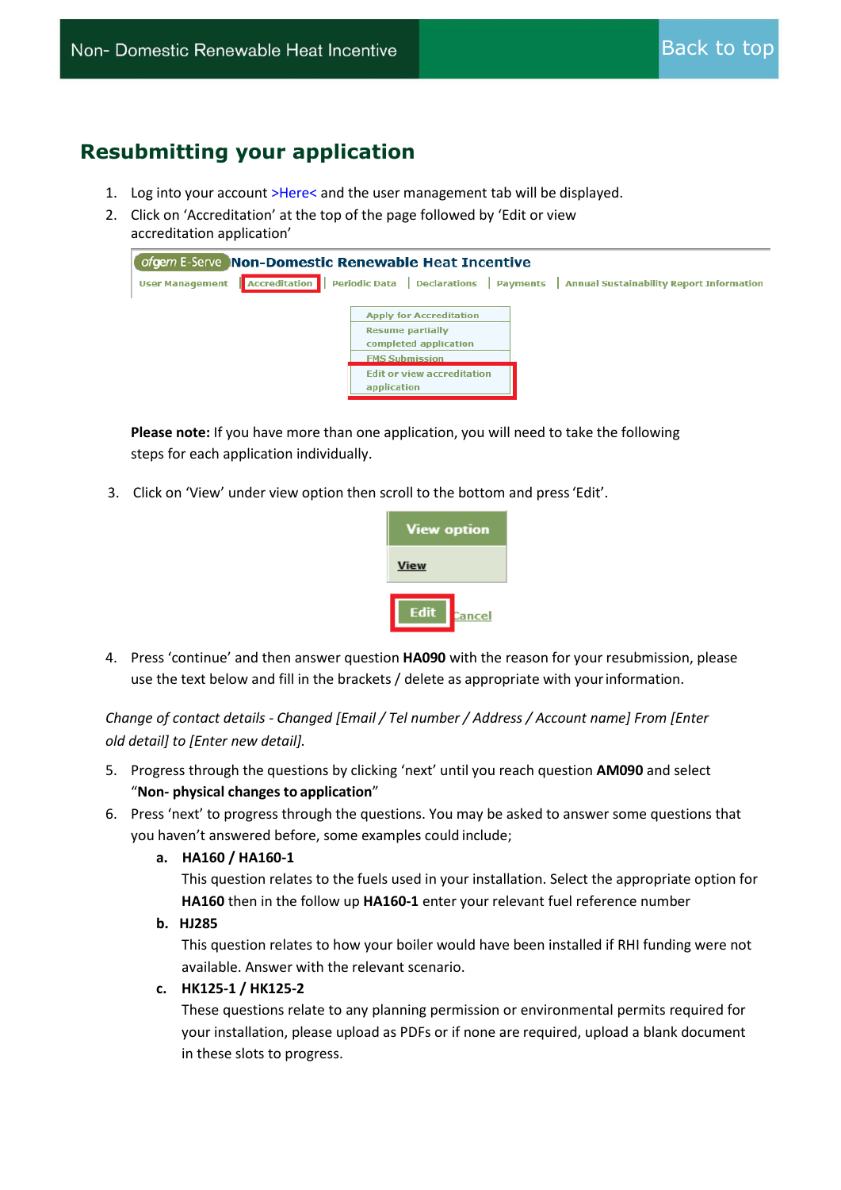## Resubmitting your application

1. Log into your account >Here< and the user management tab will be displayed.
2. Click on 'Accreditation' at the top of the page followed by 'Edit or view accreditation application'

**Please note:** If you have more than one application, you will need to take the following steps for each application individually.

3. Click on 'View' under view option then scroll to the bottom and press 'Edit'.

4. Press 'continue' and then answer question **HA090** with the reason for your resubmission, please use the text below and fill in the brackets / delete as appropriate with your information.

*Change of contact details - Changed [Email / Tel number / Address / Account name] From [Enter old detail] to [Enter new detail].*

5. Progress through the questions by clicking 'next' until you reach question **AM090** and select "**Non- physical changes to application**"
6. Press 'next' to progress through the questions. You may be asked to answer some questions that you haven't answered before, some examples could include;
   a. **HA160 / HA160-1**
      This question relates to the fuels used in your installation. Select the appropriate option for **HA160** then in the follow up **HA160-1** enter your relevant fuel reference number
   b. **HJ285**
      This question relates to how your boiler would have been installed if RHI funding were not available. Answer with the relevant scenario.
   c. **HK125-1 / HK125-2**
      These questions relate to any planning permission or environmental permits required for your installation, please upload as PDFs or if none are required, upload a blank document in these slots to progress.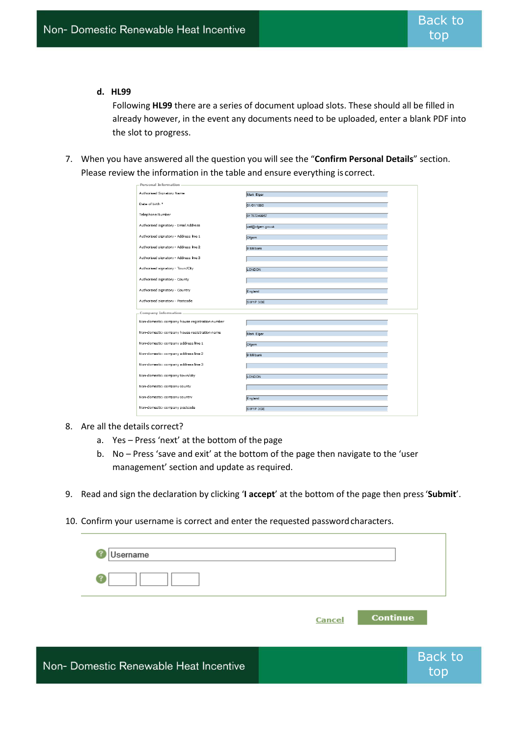d. **HL99**

Following **HL99** there are a series of document upload slots. These should all be filled in already however, in the event any documents need to be uploaded, enter a blank PDF into the slot to progress.

7. When you have answered all the question you will see the "**Confirm Personal Details**" section. Please review the information in the table and ensure everything is correct.

**Personal Information**

| | |
|---|---|
| Authorised Signatory Name | Mark Elgar |
| Date of birth * | 01/01/1900 |
| Telephone Number | 01787249957 |
| Authorised signatory - Email Address | usd@ofgem.gov.uk |
| Authorised signatory - Address line 1 | Ofgem |
| Authorised signatory - Address line 2 | 9 Millbank |
| Authorised signatory - Address line 3 | |
| Authorised signatory - Town/City | LONDON |
| Authorised signatory - County | |
| Authorised signatory - Country | England |
| Authorised signatory - Postcode | SW1P 3GE |

**Company Information**

| | |
|---|---|
| Non-domestic: company house registration number | |
| Non-domestic: company house registration name | Mark Elgar |
| Non-domestic: company address line 1 | Ofgem |
| Non-domestic: company address line 2 | 9 Millbank |
| Non-domestic: company address line 3 | |
| Non-domestic: company town/city | LONDON |
| Non-domestic: company county | |
| Non-domestic: company country | England |
| Non-domestic: company postcode | SW1P 3GE |

8. Are all the details correct?
   a. Yes – Press 'next' at the bottom of the page
   b. No – Press 'save and exit' at the bottom of the page then navigate to the 'user management' section and update as required.

9. Read and sign the declaration by clicking '**I accept**' at the bottom of the page then press '**Submit**'.

10. Confirm your username is correct and enter the requested password characters.

Username

Cancel | Continue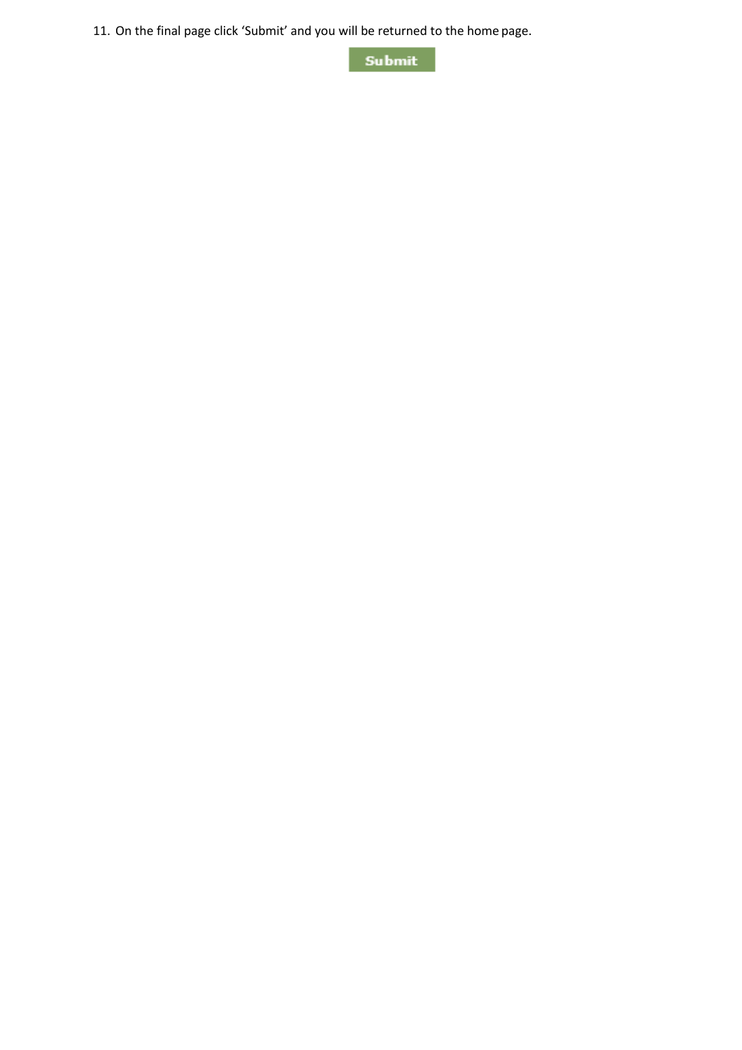11. On the final page click 'Submit' and you will be returned to the home page.

Submit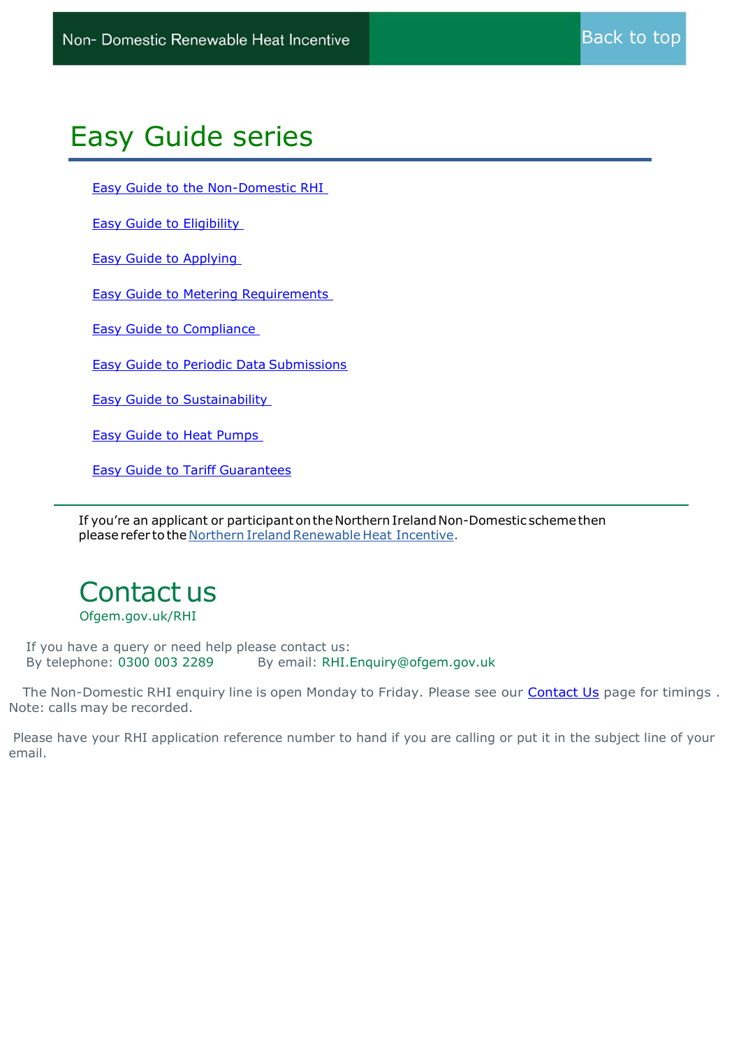# Easy Guide series

- Easy Guide to the Non-Domestic RHI
- Easy Guide to Eligibility
- Easy Guide to Applying
- Easy Guide to Metering Requirements
- Easy Guide to Compliance
- Easy Guide to Periodic Data Submissions
- Easy Guide to Sustainability
- Easy Guide to Heat Pumps
- Easy Guide to Tariff Guarantees

If you're an applicant or participant on the Northern Ireland Non-Domestic scheme then please refer to the Northern Ireland Renewable Heat Incentive.

## Contact us

Ofgem.gov.uk/RHI

If you have a query or need help please contact us:
By telephone: 0300 003 2289 By email: RHI.Enquiry@ofgem.gov.uk

The Non-Domestic RHI enquiry line is open Monday to Friday. Please see our Contact Us page for timings . Note: calls may be recorded.

Please have your RHI application reference number to hand if you are calling or put it in the subject line of your email.